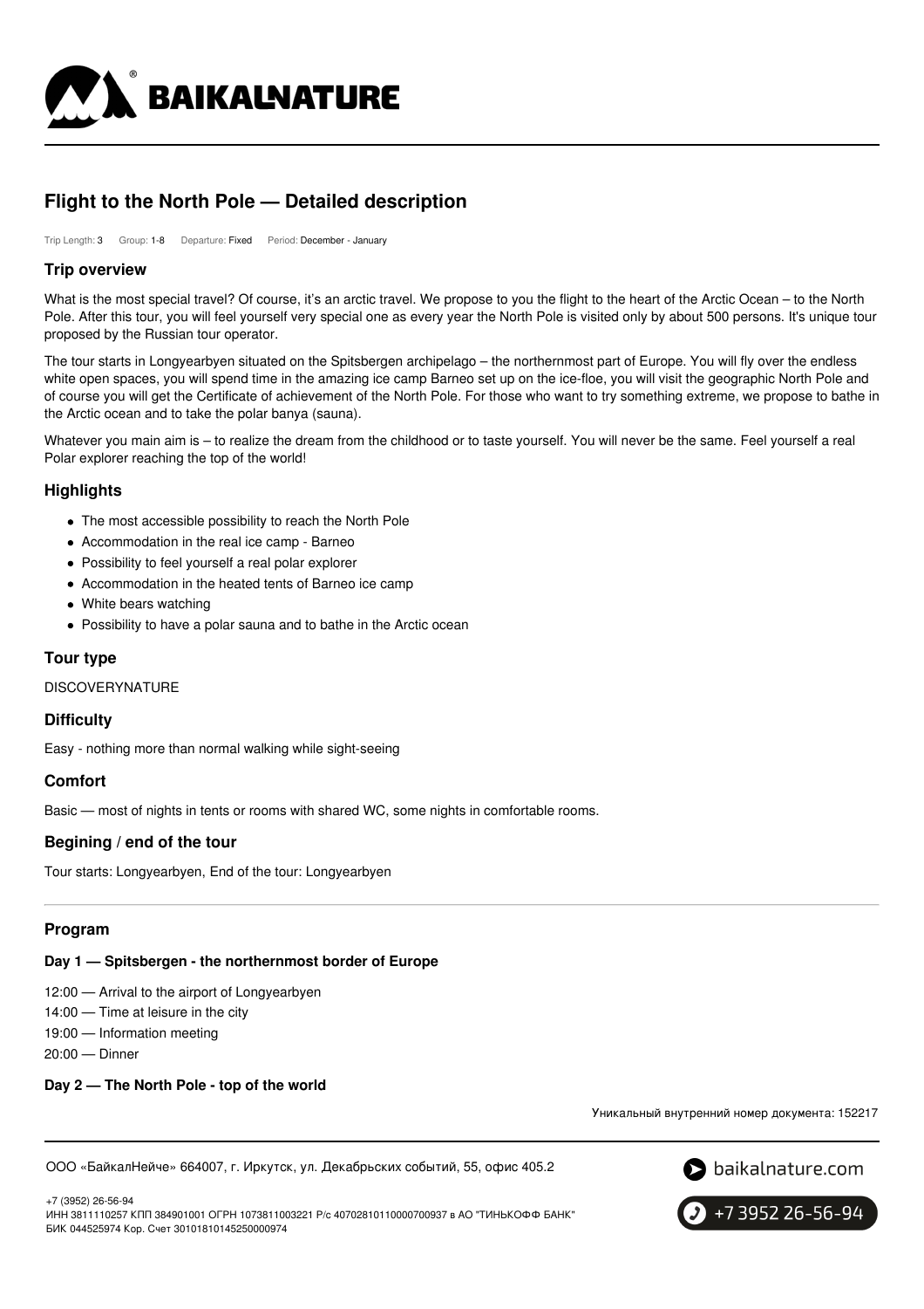# Flight to the North Pole — Detailed description

Trip Length: 3 Group: 1-8 Departure: Fixed Period: December - January

## Trip overview

What is the most special travel? Of course, it's an arctic travel. We propose to you the flight to the heart of the Arctic Ocean – to the North Pole. After this tour, you will feel yourself very special one as every year the North Pole is visited only by about 500 persons. It's unique tour proposed by the Russian tour operator.

The tour starts in Longyearbyen situated on the Spitsbergen archipelago – the northernmost part of Europe. You will fly over the endless white open spaces, you will spend time in the amazing ice camp Barneo set up on the ice-floe, you will visit the geographic North Pole and of course you will get the Certificate of achievement of the North Pole. For those who want to try something extreme, we propose to bathe in the Arctic ocean and to take the polar banya (sauna).

Whatever you main aim is – to realize the dream from the childhood or to taste yourself. You will never be the same. Feel yourself a real Polar explorer reaching the top of the world!

## Highlights

- The most accessible possibility to reach the North Pole
- Accommodation in the real ice camp - Barneo
- Possibility to feel yourself a real polar explorer
- Accommodation in the heated tents of Barneo ice camp
- White bears watching
- Possibility to have a polar sauna and to bathe in the Arctic ocean

## Tour type

DISCOVERYNATURE

## Difficulty

Easy - nothing more than normal walking while sight-seeing

## Comfort

Basic — most of nights in tents or rooms with shared WC, some nights in comfortable rooms.

## Begining / end of the tour

Tour starts: Longyearbyen, End of the tour: Longyearbyen

## Program

### Day 1 — Spitsbergen - the northernmost border of Europe

12:00 — Arrival to the airport of Longyearbyen
14:00 — Time at leisure in the city
19:00 — Information meeting
20:00 — Dinner

### Day 2 — The North Pole - top of the world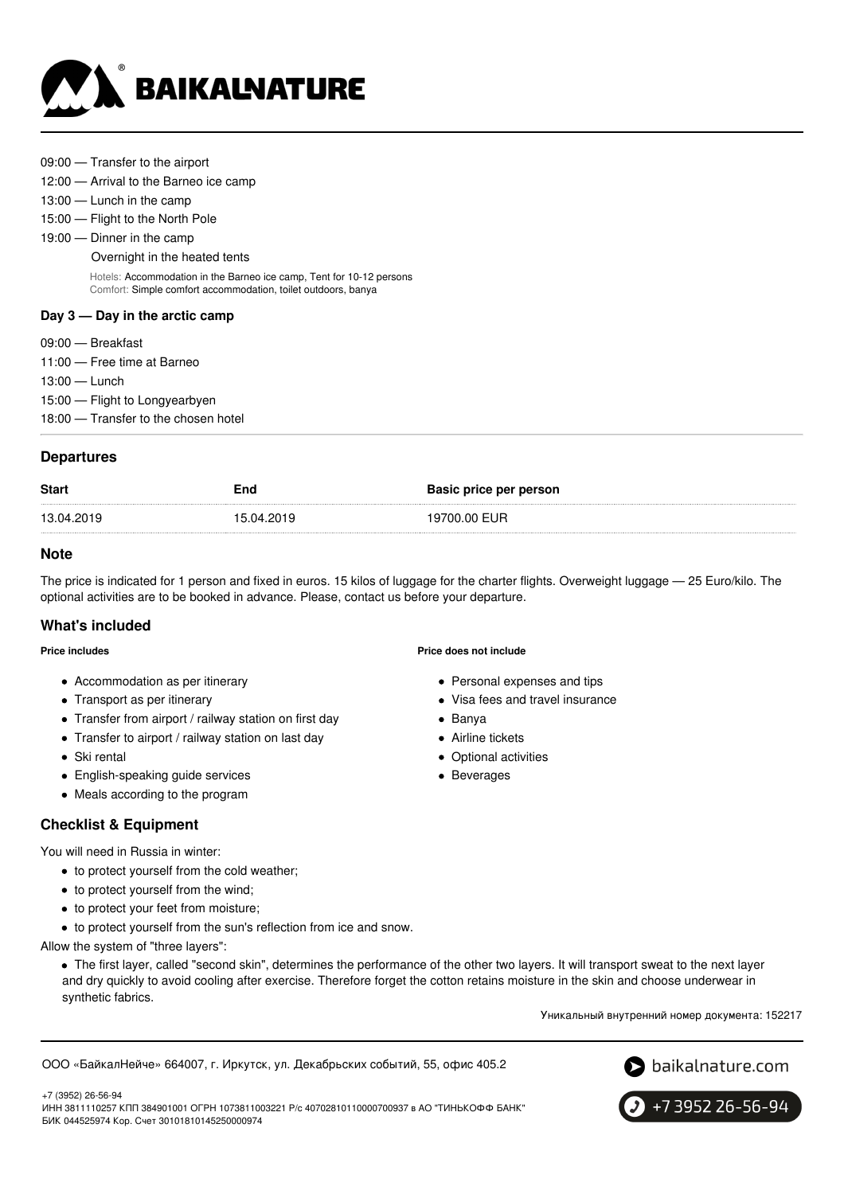09:00 — Transfer to the airport  
12:00 — Arrival to the Barneo ice camp  
13:00 — Lunch in the camp  
15:00 — Flight to the North Pole  
19:00 — Dinner in the camp  
Overnight in the heated tents

Hotels: Accommodation in the Barneo ice camp, Tent for 10-12 persons  
Comfort: Simple comfort accommodation, toilet outdoors, banya

#### Day 3 — Day in the arctic camp

09:00 — Breakfast  
11:00 — Free time at Barneo  
13:00 — Lunch  
15:00 — Flight to Longyearbyen  
18:00 — Transfer to the chosen hotel

### Departures

| Start | End | Basic price per person |
| --- | --- | --- |
| 13.04.2019 | 15.04.2019 | 19700.00 EUR |

### Note

The price is indicated for 1 person and fixed in euros. 15 kilos of luggage for the charter flights. Overweight luggage — 25 Euro/kilo. The optional activities are to be booked in advance. Please, contact us before your departure.

### What's included

**Price includes**

- Accommodation as per itinerary
- Transport as per itinerary
- Transfer from airport / railway station on first day
- Transfer to airport / railway station on last day
- Ski rental
- English-speaking guide services
- Meals according to the program

**Price does not include**

- Personal expenses and tips
- Visa fees and travel insurance
- Banya
- Airline tickets
- Optional activities
- Beverages

### Checklist & Equipment

You will need in Russia in winter:

- to protect yourself from the cold weather;
- to protect yourself from the wind;
- to protect your feet from moisture;
- to protect yourself from the sun's reflection from ice and snow.

Allow the system of "three layers":

- The first layer, called "second skin", determines the performance of the other two layers. It will transport sweat to the next layer and dry quickly to avoid cooling after exercise. Therefore forget the cotton retains moisture in the skin and choose underwear in synthetic fabrics.

Уникальный внутренний номер документа: 152217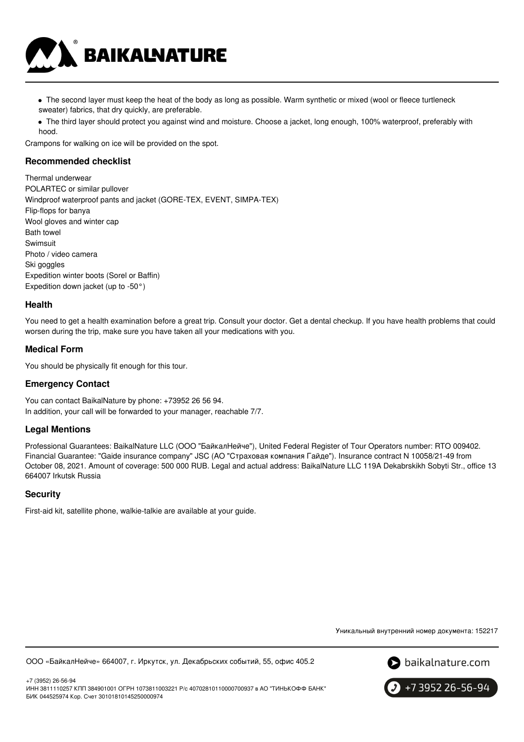- The second layer must keep the heat of the body as long as possible. Warm synthetic or mixed (wool or fleece turtleneck sweater) fabrics, that dry quickly, are preferable.
- The third layer should protect you against wind and moisture. Choose a jacket, long enough, 100% waterproof, preferably with hood.

Crampons for walking on ice will be provided on the spot.

### Recommended checklist

Thermal underwear
POLARTEC or similar pullover
Windproof waterproof pants and jacket (GORE-TEX, EVENT, SIMPA-TEX)
Flip-flops for banya
Wool gloves and winter cap
Bath towel
Swimsuit
Photo / video camera
Ski goggles
Expedition winter boots (Sorel or Baffin)
Expedition down jacket (up to -50°)

### Health

You need to get a health examination before a great trip. Consult your doctor. Get a dental checkup. If you have health problems that could worsen during the trip, make sure you have taken all your medications with you.

### Medical Form

You should be physically fit enough for this tour.

### Emergency Contact

You can contact BaikalNature by phone: +73952 26 56 94.
In addition, your call will be forwarded to your manager, reachable 7/7.

### Legal Mentions

Professional Guarantees: BaikalNature LLC (ООО "БайкалНейче"), United Federal Register of Tour Operators number: RTO 009402. Financial Guarantee: "Gaide insurance company" JSC (АО "Страховая компания Гайде"). Insurance contract N 10058/21-49 from October 08, 2021. Amount of coverage: 500 000 RUB. Legal and actual address: BaikalNature LLC 119A Dekabrskikh Sobyti Str., office 13 664007 Irkutsk Russia

### Security

First-aid kit, satellite phone, walkie-talkie are available at your guide.

Уникальный внутренний номер документа: 152217